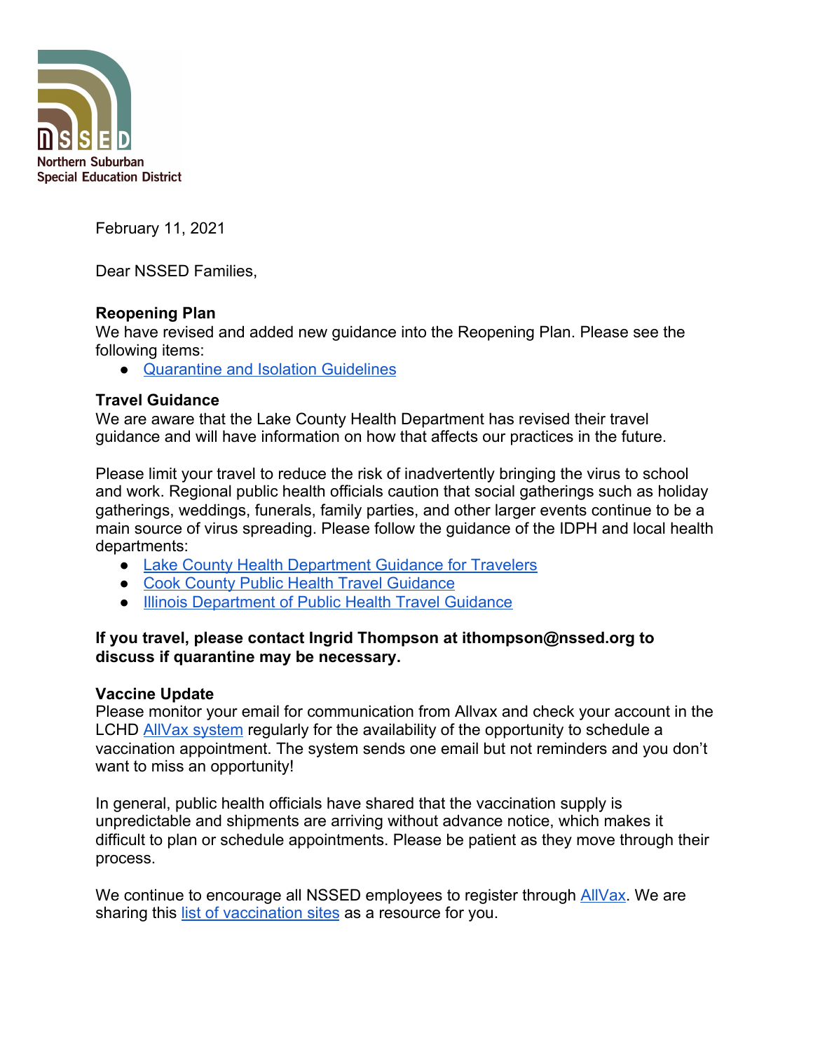Northern Suburban Special Education District

February 11, 2021

Dear NSSED Families,

**Reopening Plan**
We have revised and added new guidance into the Reopening Plan. Please see the following items:

- Quarantine and Isolation Guidelines

**Travel Guidance**
We are aware that the Lake County Health Department has revised their travel guidance and will have information on how that affects our practices in the future.

Please limit your travel to reduce the risk of inadvertently bringing the virus to school and work. Regional public health officials caution that social gatherings such as holiday gatherings, weddings, funerals, family parties, and other larger events continue to be a main source of virus spreading. Please follow the guidance of the IDPH and local health departments:

- Lake County Health Department Guidance for Travelers
- Cook County Public Health Travel Guidance
- Illinois Department of Public Health Travel Guidance

**If you travel, please contact Ingrid Thompson at ithompson@nssed.org to discuss if quarantine may be necessary.**

**Vaccine Update**
Please monitor your email for communication from Allvax and check your account in the LCHD AllVax system regularly for the availability of the opportunity to schedule a vaccination appointment. The system sends one email but not reminders and you don't want to miss an opportunity!

In general, public health officials have shared that the vaccination supply is unpredictable and shipments are arriving without advance notice, which makes it difficult to plan or schedule appointments. Please be patient as they move through their process.

We continue to encourage all NSSED employees to register through AllVax. We are sharing this list of vaccination sites as a resource for you.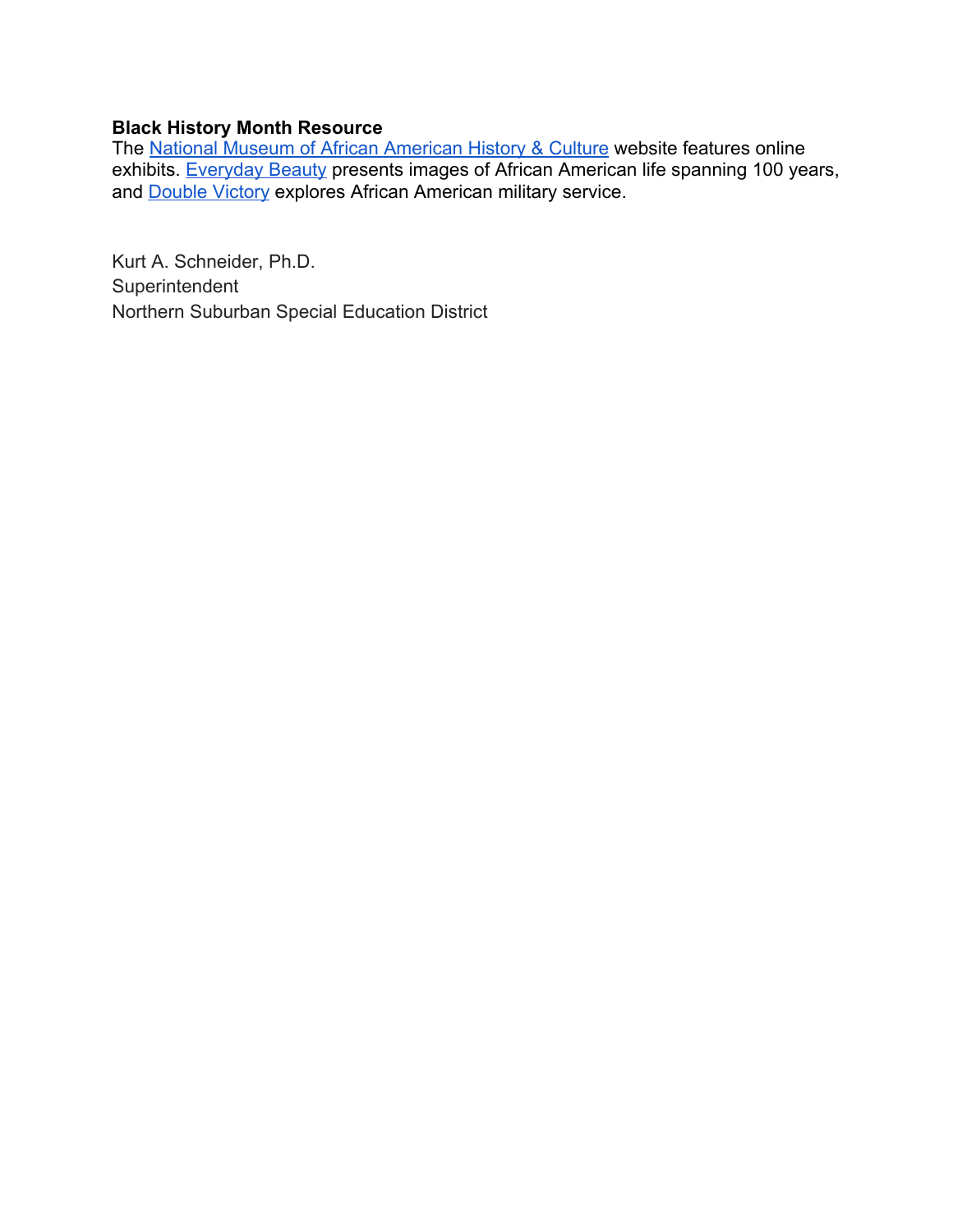**Black History Month Resource**

The National Museum of African American History & Culture website features online exhibits. Everyday Beauty presents images of African American life spanning 100 years, and Double Victory explores African American military service.

Kurt A. Schneider, Ph.D.
Superintendent
Northern Suburban Special Education District